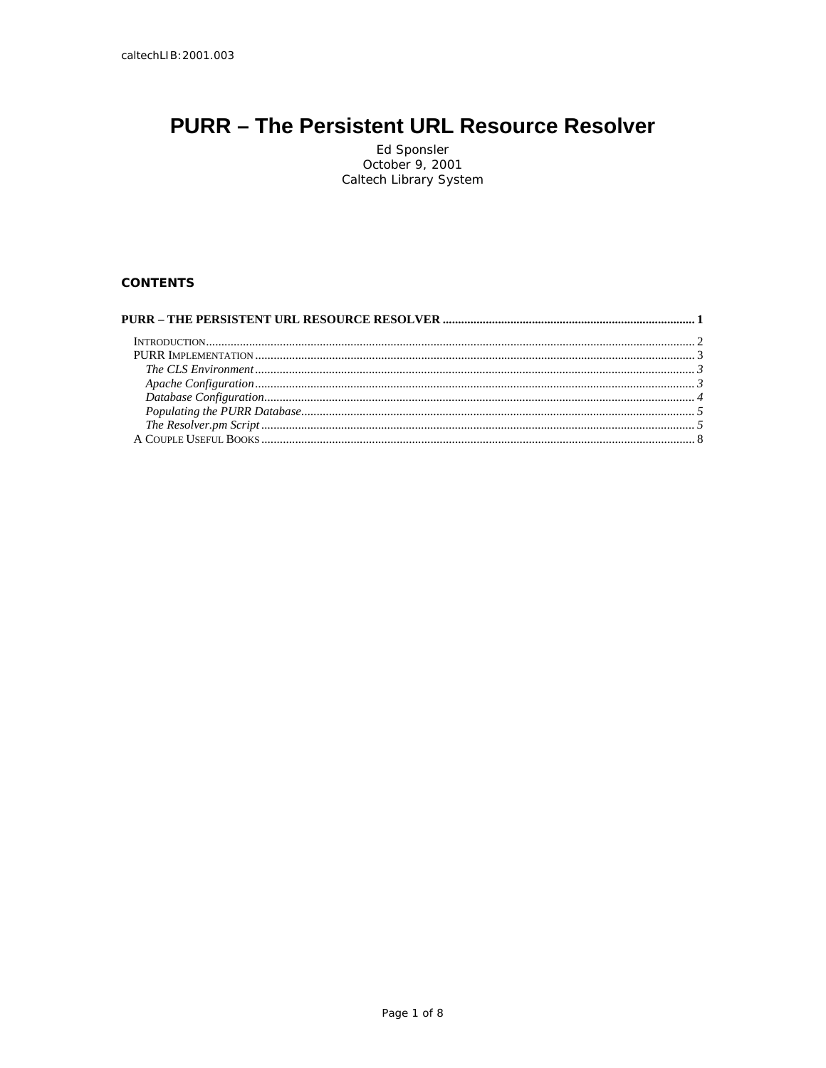caltechLIB:2001.003

# PURR – The Persistent URL Resource Resolver

Ed Sponsler
October 9, 2001
Caltech Library System

**CONTENTS**

**PURR – THE PERSISTENT URL RESOURCE RESOLVER ........................................................................ 1**

INTRODUCTION........................................................................................................................................ 2
PURR IMPLEMENTATION ........................................................................................................................ 3
*The CLS Environment* ........................................................................................................................ 3
*Apache Configuration* ........................................................................................................................ 3
*Database Configuration*...................................................................................................................... 4
*Populating the PURR Database*........................................................................................................... 5
*The Resolver.pm Script* ...................................................................................................................... 5
A COUPLE USEFUL BOOKS ...................................................................................................................... 8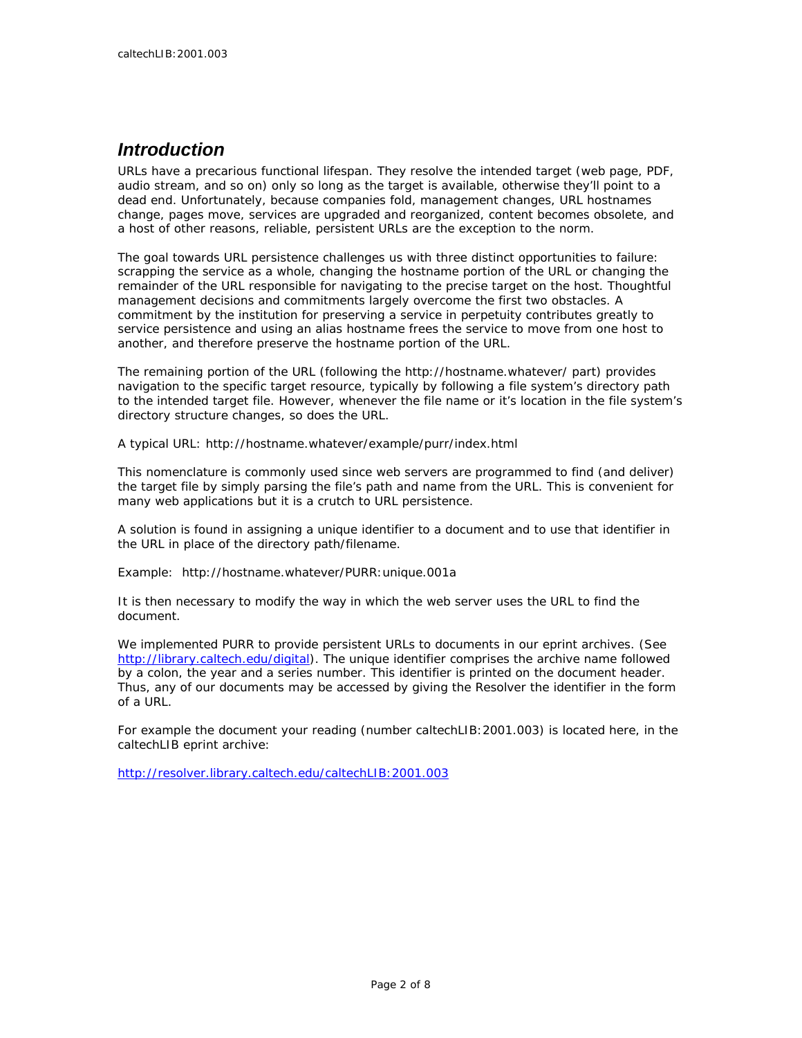## *Introduction*

URLs have a precarious functional lifespan. They resolve the intended target (web page, PDF, audio stream, and so on) only so long as the target is available, otherwise they'll point to a dead end. Unfortunately, because companies fold, management changes, URL hostnames change, pages move, services are upgraded and reorganized, content becomes obsolete, and a host of other reasons, reliable, persistent URLs are the exception to the norm.

The goal towards URL persistence challenges us with three distinct opportunities to failure: scrapping the service as a whole, changing the hostname portion of the URL or changing the remainder of the URL responsible for navigating to the precise target on the host. Thoughtful management decisions and commitments largely overcome the first two obstacles. A commitment by the institution for preserving a service in perpetuity contributes greatly to service persistence and using an alias hostname frees the service to move from one host to another, and therefore preserve the hostname portion of the URL.

The remaining portion of the URL (following the http://hostname.whatever/ part) provides navigation to the specific target resource, typically by following a file system's directory path to the intended target file. However, whenever the file name or it's location in the file system's directory structure changes, so does the URL.

A typical URL: http://hostname.whatever/example/purr/index.html

This nomenclature is commonly used since web servers are programmed to find (and deliver) the target file by simply parsing the file's path and name from the URL. This is convenient for many web applications but it is a crutch to URL persistence.

A solution is found in assigning a unique identifier to a document and to use that identifier in the URL in place of the directory path/filename.

Example: http://hostname.whatever/PURR:unique.001a

It is then necessary to modify the way in which the web server uses the URL to find the document.

We implemented PURR to provide persistent URLs to documents in our eprint archives. (See [http://library.caltech.edu/digital](http://library.caltech.edu/digital)). The unique identifier comprises the archive name followed by a colon, the year and a series number. This identifier is printed on the document header. Thus, any of our documents may be accessed by giving the Resolver the identifier in the form of a URL.

For example the document your reading (number caltechLIB:2001.003) is located here, in the caltechLIB eprint archive:

[http://resolver.library.caltech.edu/caltechLIB:2001.003](http://resolver.library.caltech.edu/caltechLIB:2001.003)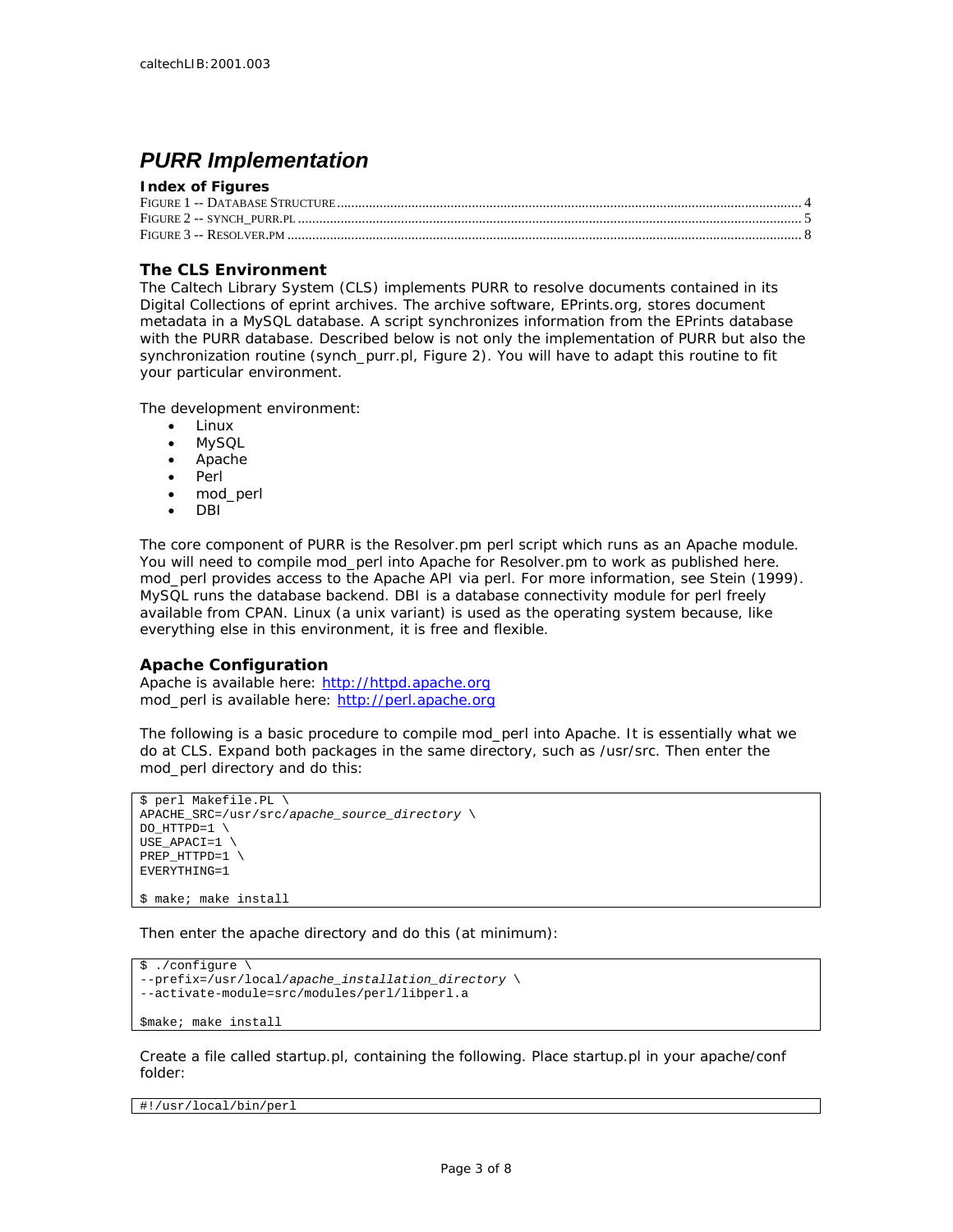caltechLIB:2001.003

# PURR Implementation

**Index of Figures**

FIGURE 1 -- DATABASE STRUCTURE .......... 4
FIGURE 2 -- SYNCH_PURR.PL .......... 5
FIGURE 3 -- RESOLVER.PM .......... 8

### The CLS Environment

The Caltech Library System (CLS) implements PURR to resolve documents contained in its Digital Collections of eprint archives. The archive software, EPrints.org, stores document metadata in a MySQL database. A script synchronizes information from the EPrints database with the PURR database. Described below is not only the implementation of PURR but also the synchronization routine (synch_purr.pl, Figure 2). You will have to adapt this routine to fit your particular environment.

The development environment:

- Linux
- MySQL
- Apache
- Perl
- mod_perl
- DBI

The core component of PURR is the Resolver.pm perl script which runs as an Apache module. You will need to compile mod_perl into Apache for Resolver.pm to work as published here. mod_perl provides access to the Apache API via perl. For more information, see Stein (1999). MySQL runs the database backend. DBI is a database connectivity module for perl freely available from CPAN. Linux (a unix variant) is used as the operating system because, like everything else in this environment, it is free and flexible.

### Apache Configuration

Apache is available here: http://httpd.apache.org
mod_perl is available here: http://perl.apache.org

The following is a basic procedure to compile mod_perl into Apache. It is essentially what we do at CLS. Expand both packages in the same directory, such as /usr/src. Then enter the mod_perl directory and do this:

```
$ perl Makefile.PL \
APACHE_SRC=/usr/src/apache_source_directory \
DO_HTTPD=1 \
USE_APACI=1 \
PREP_HTTPD=1 \
EVERYTHING=1

$ make; make install
```

Then enter the apache directory and do this (at minimum):

```
$ ./configure \
--prefix=/usr/local/apache_installation_directory \
--activate-module=src/modules/perl/libperl.a

$make; make install
```

Create a file called startup.pl, containing the following. Place startup.pl in your apache/conf folder:

```
#!/usr/local/bin/perl
```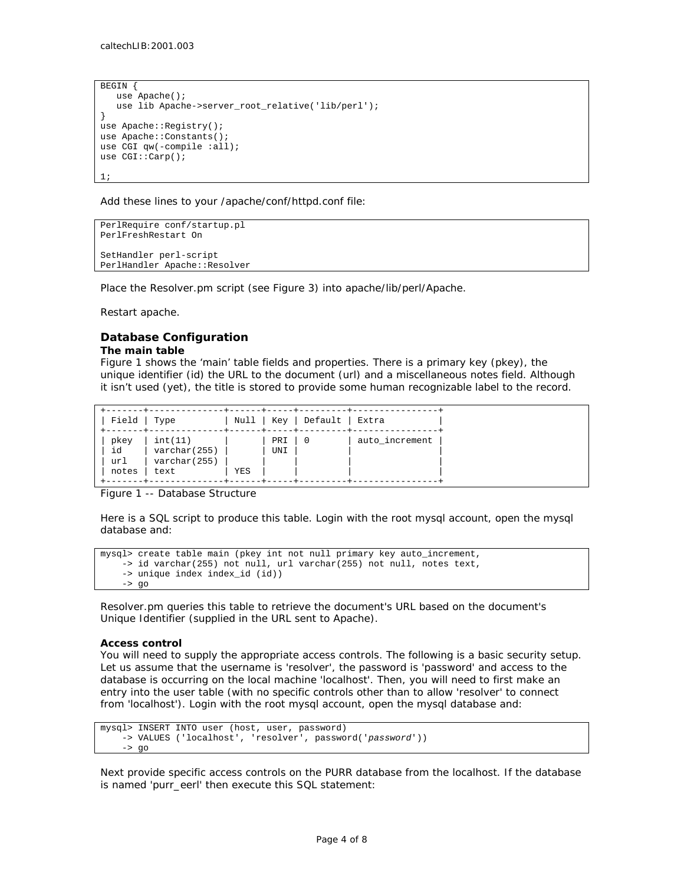```
BEGIN {
   use Apache();
   use lib Apache->server_root_relative('lib/perl');
}
use Apache::Registry();
use Apache::Constants();
use CGI qw(-compile :all);
use CGI::Carp();

1;
```

Add these lines to your /apache/conf/httpd.conf file:

```
PerlRequire conf/startup.pl
PerlFreshRestart On

SetHandler perl-script
PerlHandler Apache::Resolver
```

Place the Resolver.pm script (see Figure 3) into apache/lib/perl/Apache.

Restart apache.

### Database Configuration

#### The main table

Figure 1 shows the 'main' table fields and properties. There is a primary key (pkey), the unique identifier (id) the URL to the document (url) and a miscellaneous notes field. Although it isn't used (yet), the title is stored to provide some human recognizable label to the record.

```
+-------+--------------+------+-----+---------+----------------+
| Field | Type         | Null | Key | Default | Extra          |
+-------+--------------+------+-----+---------+----------------+
| pkey  | int(11)      |      | PRI | 0       | auto_increment |
| id    | varchar(255) |      | UNI |         |                |
| url   | varchar(255) |      |     |         |                |
| notes | text         | YES  |     |         |                |
+-------+--------------+------+-----+---------+----------------+
```

Figure 1 -- Database Structure

Here is a SQL script to produce this table. Login with the root mysql account, open the mysql database and:

```
mysql> create table main (pkey int not null primary key auto_increment,
    -> id varchar(255) not null, url varchar(255) not null, notes text,
    -> unique index index_id (id))
    -> go
```

Resolver.pm queries this table to retrieve the document's URL based on the document's Unique Identifier (supplied in the URL sent to Apache).

#### Access control

You will need to supply the appropriate access controls. The following is a basic security setup. Let us assume that the username is 'resolver', the password is 'password' and access to the database is occurring on the local machine 'localhost'. Then, you will need to first make an entry into the user table (with no specific controls other than to allow 'resolver' to connect from 'localhost'). Login with the root mysql account, open the mysql database and:

```
mysql> INSERT INTO user (host, user, password)
    -> VALUES ('localhost', 'resolver', password('password'))
    -> go
```

Next provide specific access controls on the PURR database from the localhost. If the database is named 'purr_eerl' then execute this SQL statement: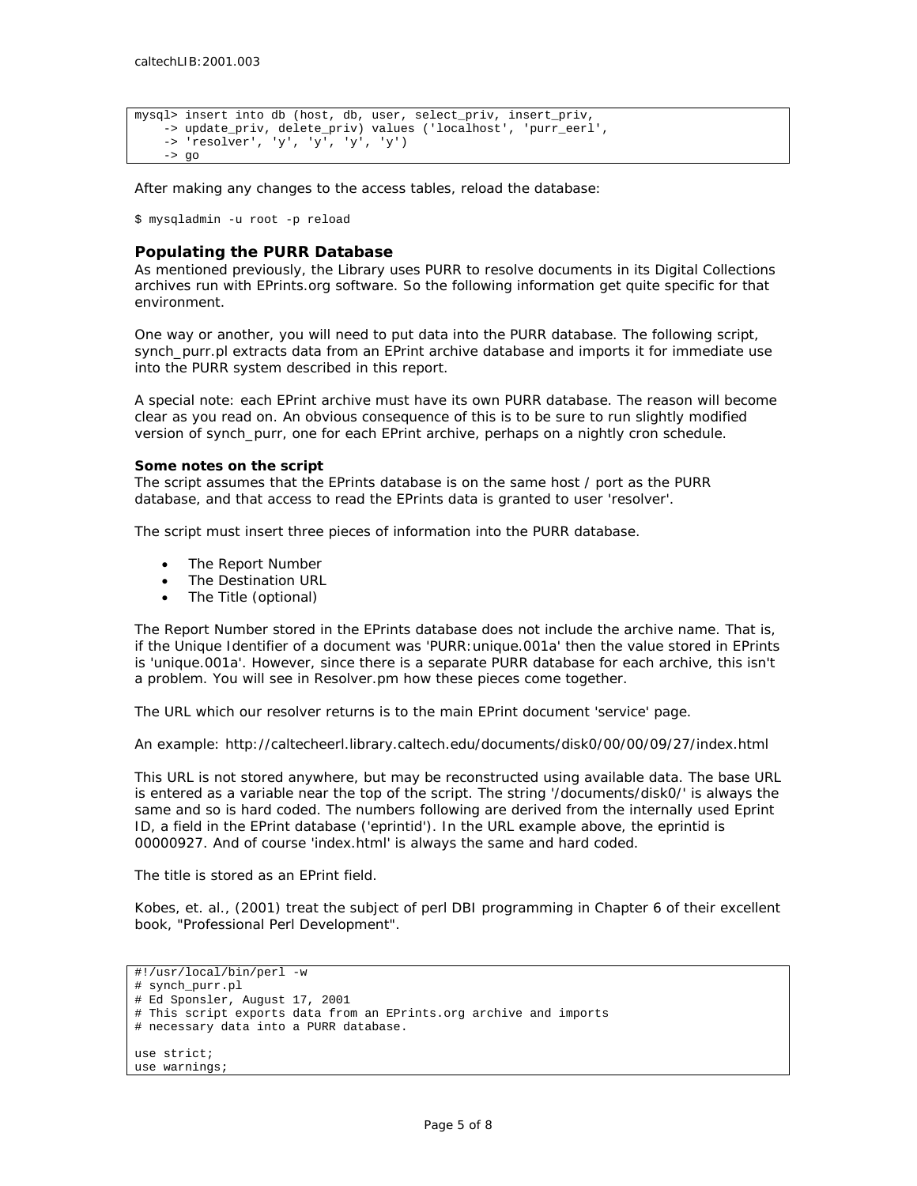```
mysql> insert into db (host, db, user, select_priv, insert_priv,
    -> update_priv, delete_priv) values ('localhost', 'purr_eerl',
    -> 'resolver', 'y', 'y', 'y', 'y')
    -> go
```

After making any changes to the access tables, reload the database:

```
$ mysqladmin -u root -p reload
```

### Populating the PURR Database

As mentioned previously, the Library uses PURR to resolve documents in its Digital Collections archives run with EPrints.org software. So the following information get quite specific for that environment.

One way or another, you will need to put data into the PURR database. The following script, synch_purr.pl extracts data from an EPrint archive database and imports it for immediate use into the PURR system described in this report.

A special note: each EPrint archive must have its own PURR database. The reason will become clear as you read on. An obvious consequence of this is to be sure to run slightly modified version of synch_purr, one for each EPrint archive, perhaps on a nightly cron schedule.

**Some notes on the script**

The script assumes that the EPrints database is on the same host / port as the PURR database, and that access to read the EPrints data is granted to user 'resolver'.

The script must insert three pieces of information into the PURR database.

- The Report Number
- The Destination URL
- The Title (optional)

The Report Number stored in the EPrints database does not include the archive name. That is, if the Unique Identifier of a document was 'PURR:unique.001a' then the value stored in EPrints is 'unique.001a'. However, since there is a separate PURR database for each archive, this isn't a problem. You will see in Resolver.pm how these pieces come together.

The URL which our resolver returns is to the main EPrint document 'service' page.

An example: http://caltecheerl.library.caltech.edu/documents/disk0/00/00/09/27/index.html

This URL is not stored anywhere, but may be reconstructed using available data. The base URL is entered as a variable near the top of the script. The string '/documents/disk0/' is always the same and so is hard coded. The numbers following are derived from the internally used Eprint ID, a field in the EPrint database ('eprintid'). In the URL example above, the eprintid is 00000927. And of course 'index.html' is always the same and hard coded.

The title is stored as an EPrint field.

Kobes, et. al., (2001) treat the subject of perl DBI programming in Chapter 6 of their excellent book, "Professional Perl Development".

```
#!/usr/local/bin/perl -w
# synch_purr.pl
# Ed Sponsler, August 17, 2001
# This script exports data from an EPrints.org archive and imports
# necessary data into a PURR database.

use strict;
use warnings;
```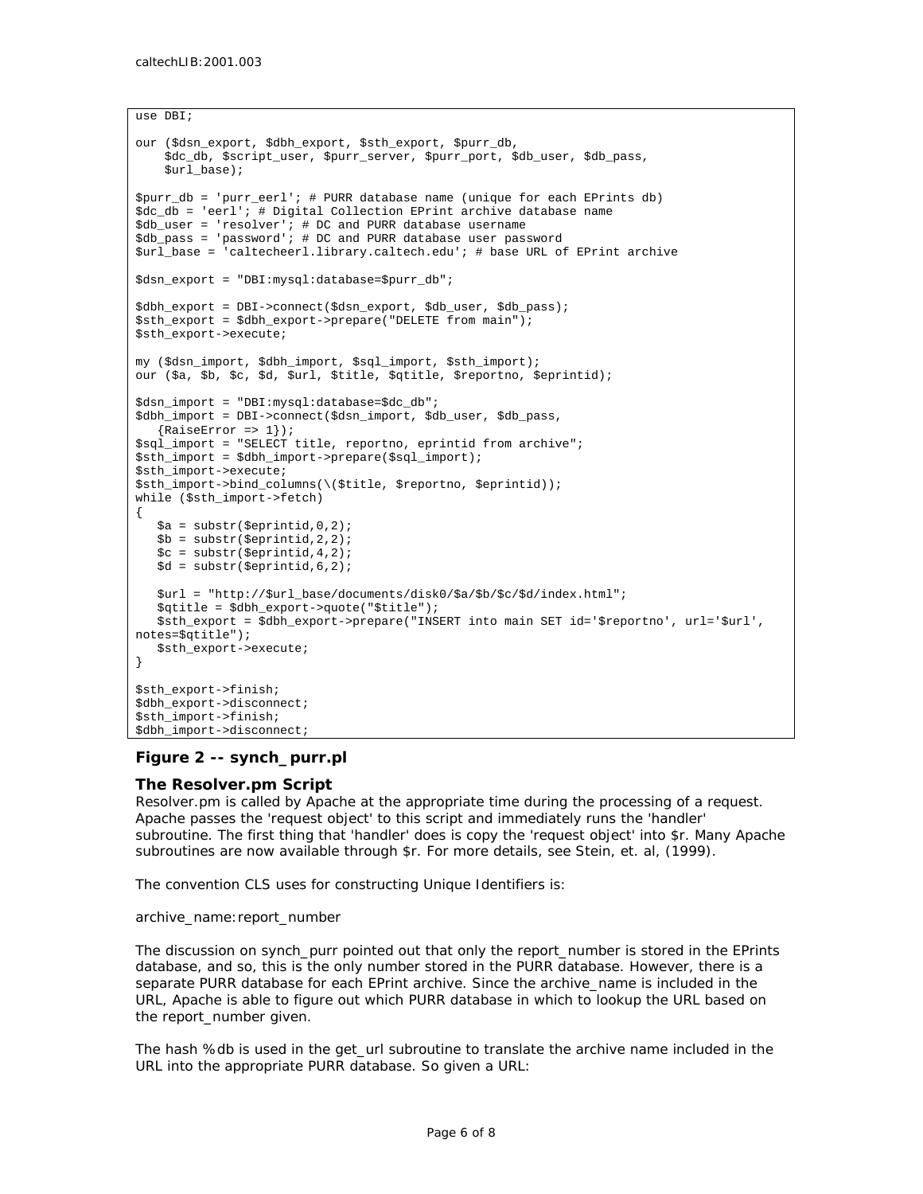```
use DBI;

our ($dsn_export, $dbh_export, $sth_export, $purr_db,
    $dc_db, $script_user, $purr_server, $purr_port, $db_user, $db_pass,
    $url_base);

$purr_db = 'purr_eerl'; # PURR database name (unique for each EPrints db)
$dc_db = 'eerl'; # Digital Collection EPrint archive database name
$db_user = 'resolver'; # DC and PURR database username
$db_pass = 'password'; # DC and PURR database user password
$url_base = 'caltecheerl.library.caltech.edu'; # base URL of EPrint archive

$dsn_export = "DBI:mysql:database=$purr_db";

$dbh_export = DBI->connect($dsn_export, $db_user, $db_pass);
$sth_export = $dbh_export->prepare("DELETE from main");
$sth_export->execute;

my ($dsn_import, $dbh_import, $sql_import, $sth_import);
our ($a, $b, $c, $d, $url, $title, $qtitle, $reportno, $eprintid);

$dsn_import = "DBI:mysql:database=$dc_db";
$dbh_import = DBI->connect($dsn_import, $db_user, $db_pass,
   {RaiseError => 1});
$sql_import = "SELECT title, reportno, eprintid from archive";
$sth_import = $dbh_import->prepare($sql_import);
$sth_import->execute;
$sth_import->bind_columns(\($title, $reportno, $eprintid));
while ($sth_import->fetch)
{
   $a = substr($eprintid,0,2);
   $b = substr($eprintid,2,2);
   $c = substr($eprintid,4,2);
   $d = substr($eprintid,6,2);

   $url = "http://$url_base/documents/disk0/$a/$b/$c/$d/index.html";
   $qtitle = $dbh_export->quote("$title");
   $sth_export = $dbh_export->prepare("INSERT into main SET id='$reportno', url='$url',
notes=$qtitle");
   $sth_export->execute;
}

$sth_export->finish;
$dbh_export->disconnect;
$sth_import->finish;
$dbh_import->disconnect;
```

**Figure 2 -- synch_purr.pl**

### The Resolver.pm Script

Resolver.pm is called by Apache at the appropriate time during the processing of a request. Apache passes the 'request object' to this script and immediately runs the 'handler' subroutine. The first thing that 'handler' does is copy the 'request object' into $r. Many Apache subroutines are now available through $r. For more details, see Stein, et. al, (1999).

The convention CLS uses for constructing Unique Identifiers is:

archive_name:report_number

The discussion on synch_purr pointed out that only the report_number is stored in the EPrints database, and so, this is the only number stored in the PURR database. However, there is a separate PURR database for each EPrint archive. Since the archive_name is included in the URL, Apache is able to figure out which PURR database in which to lookup the URL based on the report_number given.

The hash %db is used in the get_url subroutine to translate the archive name included in the URL into the appropriate PURR database. So given a URL: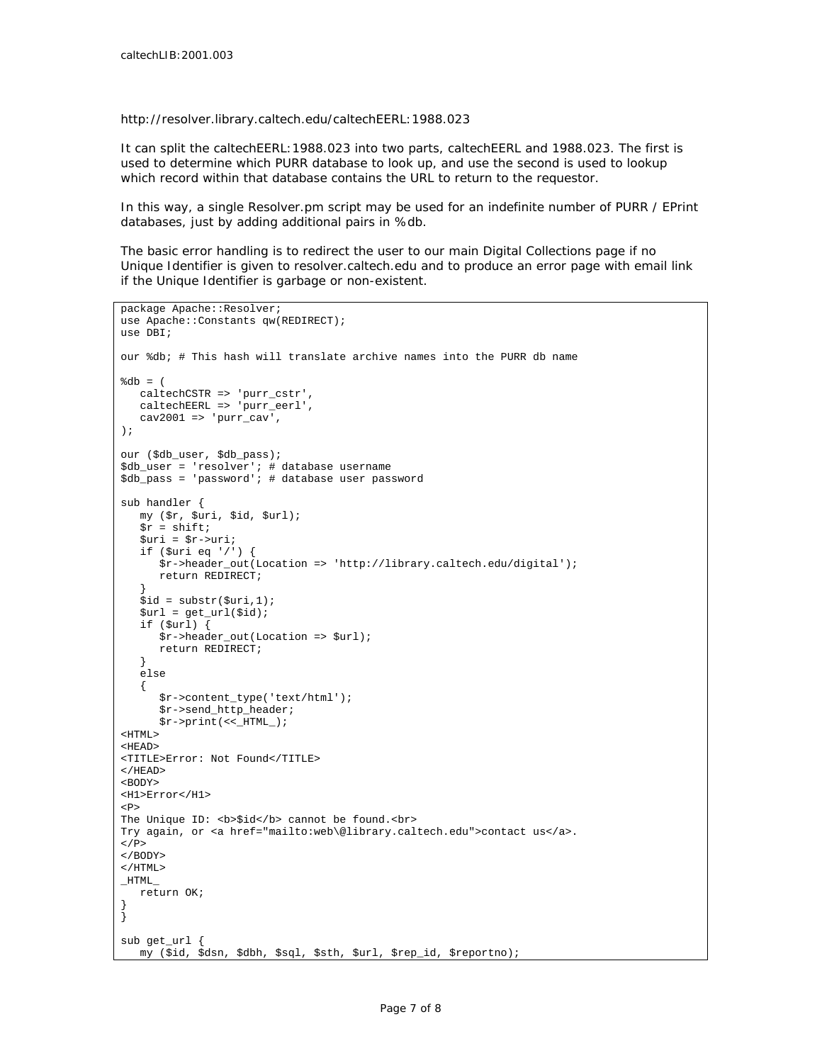caltechLIB:2001.003

http://resolver.library.caltech.edu/caltechEERL:1988.023

It can split the caltechEERL:1988.023 into two parts, caltechEERL and 1988.023. The first is used to determine which PURR database to look up, and use the second is used to lookup which record within that database contains the URL to return to the requestor.

In this way, a single Resolver.pm script may be used for an indefinite number of PURR / EPrint databases, just by adding additional pairs in %db.

The basic error handling is to redirect the user to our main Digital Collections page if no Unique Identifier is given to resolver.caltech.edu and to produce an error page with email link if the Unique Identifier is garbage or non-existent.

```
package Apache::Resolver;
use Apache::Constants qw(REDIRECT);
use DBI;

our %db; # This hash will translate archive names into the PURR db name

%db = (
   caltechCSTR => 'purr_cstr',
   caltechEERL => 'purr_eerl',
   cav2001 => 'purr_cav',
);

our ($db_user, $db_pass);
$db_user = 'resolver'; # database username
$db_pass = 'password'; # database user password

sub handler {
   my ($r, $uri, $id, $url);
   $r = shift;
   $uri = $r->uri;
   if ($uri eq '/') {
      $r->header_out(Location => 'http://library.caltech.edu/digital');
      return REDIRECT;
   }
   $id = substr($uri,1);
   $url = get_url($id);
   if ($url) {
      $r->header_out(Location => $url);
      return REDIRECT;
   }
   else
   {
      $r->content_type('text/html');
      $r->send_http_header;
      $r->print(<<_HTML_);
<HTML>
<HEAD>
<TITLE>Error: Not Found</TITLE>
</HEAD>
<BODY>
<H1>Error</H1>
<P>
The Unique ID: <b>$id</b> cannot be found.<br>
Try again, or <a href="mailto:web\@library.caltech.edu">contact us</a>.
</P>
</BODY>
</HTML>
_HTML_
   return OK;
}
}

sub get_url {
   my ($id, $dsn, $dbh, $sql, $sth, $url, $rep_id, $reportno);
```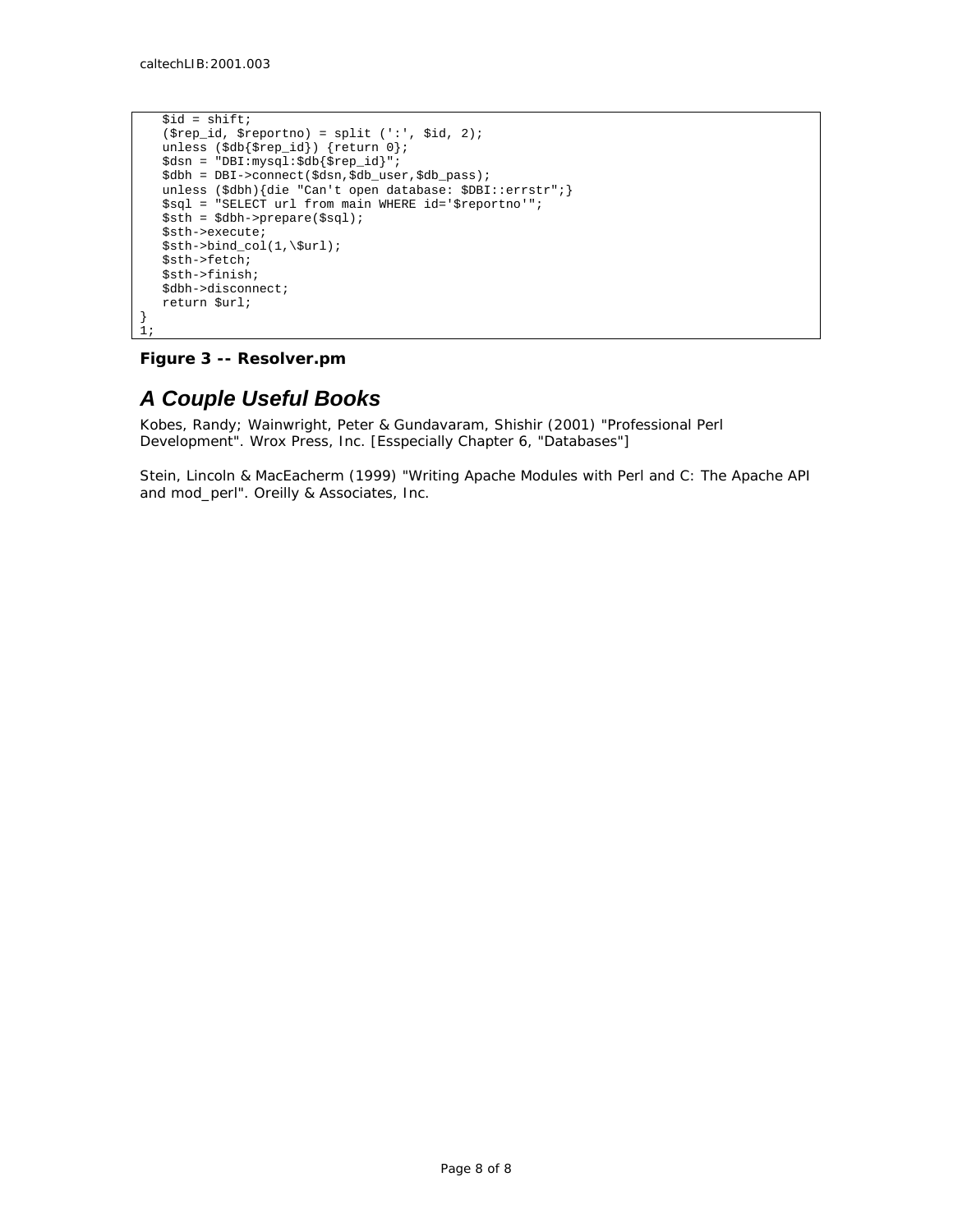```
   $id = shift;
   ($rep_id, $reportno) = split (':', $id, 2);
   unless ($db{$rep_id}) {return 0};
   $dsn = "DBI:mysql:$db{$rep_id}";
   $dbh = DBI->connect($dsn,$db_user,$db_pass);
   unless ($dbh){die "Can't open database: $DBI::errstr";}
   $sql = "SELECT url from main WHERE id='$reportno'";
   $sth = $dbh->prepare($sql);
   $sth->execute;
   $sth->bind_col(1,\$url);
   $sth->fetch;
   $sth->finish;
   $dbh->disconnect;
   return $url;
}
1;
```

**Figure 3 -- Resolver.pm**

## *A Couple Useful Books*

Kobes, Randy; Wainwright, Peter & Gundavaram, Shishir (2001) "Professional Perl Development". Wrox Press, Inc. [Esspecially Chapter 6, "Databases"]

Stein, Lincoln & MacEacherm (1999) "Writing Apache Modules with Perl and C: The Apache API and mod_perl". Oreilly & Associates, Inc.